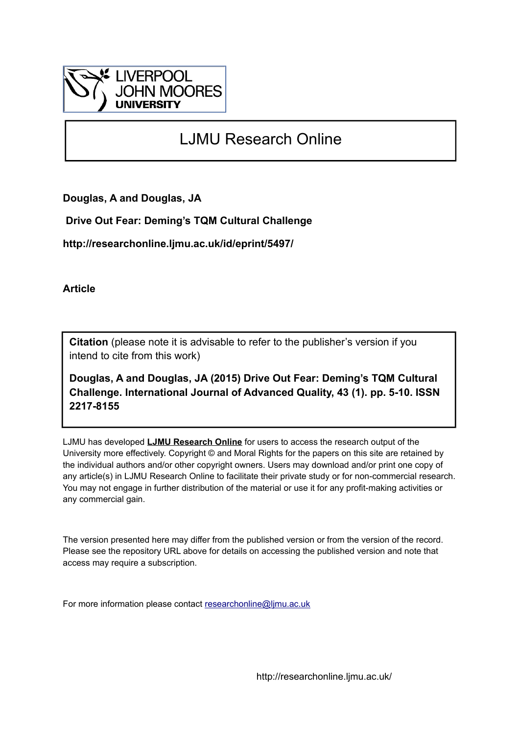LIVERPOOL
JOHN MOORES
UNIVERSITY

# LJMU Research Online

**Douglas, A and Douglas, JA**

**Drive Out Fear: Deming's TQM Cultural Challenge**

**http://researchonline.ljmu.ac.uk/id/eprint/5497/**

**Article**

**Citation** (please note it is advisable to refer to the publisher's version if you intend to cite from this work)

**Douglas, A and Douglas, JA (2015) Drive Out Fear: Deming's TQM Cultural Challenge. International Journal of Advanced Quality, 43 (1). pp. 5-10. ISSN 2217-8155**

LJMU has developed **LJMU Research Online** for users to access the research output of the University more effectively. Copyright © and Moral Rights for the papers on this site are retained by the individual authors and/or other copyright owners. Users may download and/or print one copy of any article(s) in LJMU Research Online to facilitate their private study or for non-commercial research. You may not engage in further distribution of the material or use it for any profit-making activities or any commercial gain.

The version presented here may differ from the published version or from the version of the record. Please see the repository URL above for details on accessing the published version and note that access may require a subscription.

For more information please contact researchonline@ljmu.ac.uk

http://researchonline.ljmu.ac.uk/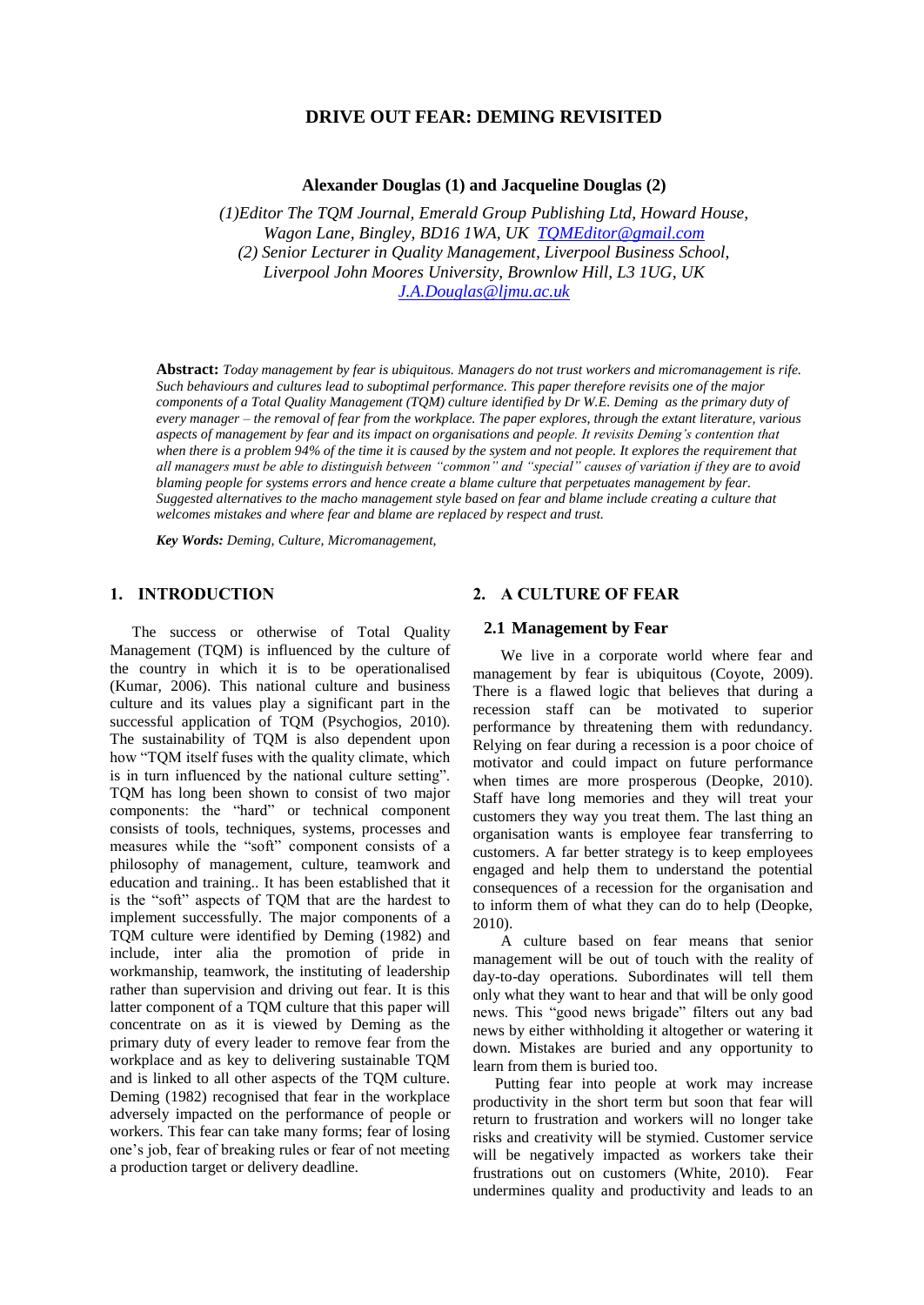# DRIVE OUT FEAR: DEMING REVISITED

**Alexander Douglas (1) and Jacqueline Douglas (2)**

*(1)Editor The TQM Journal, Emerald Group Publishing Ltd, Howard House, Wagon Lane, Bingley, BD16 1WA, UK [TQMEditor@gmail.com](mailto:TQMEditor@gmail.com)*
*(2) Senior Lecturer in Quality Management, Liverpool Business School, Liverpool John Moores University, Brownlow Hill, L3 1UG, UK [J.A.Douglas@ljmu.ac.uk](mailto:J.A.Douglas@ljmu.ac.uk)*

**Abstract:** *Today management by fear is ubiquitous. Managers do not trust workers and micromanagement is rife. Such behaviours and cultures lead to suboptimal performance. This paper therefore revisits one of the major components of a Total Quality Management (TQM) culture identified by Dr W.E. Deming as the primary duty of every manager – the removal of fear from the workplace. The paper explores, through the extant literature, various aspects of management by fear and its impact on organisations and people. It revisits Deming's contention that when there is a problem 94% of the time it is caused by the system and not people. It explores the requirement that all managers must be able to distinguish between "common" and "special" causes of variation if they are to avoid blaming people for systems errors and hence create a blame culture that perpetuates management by fear. Suggested alternatives to the macho management style based on fear and blame include creating a culture that welcomes mistakes and where fear and blame are replaced by respect and trust.*

***Key Words:*** *Deming, Culture, Micromanagement,*

## 1. INTRODUCTION

The success or otherwise of Total Quality Management (TQM) is influenced by the culture of the country in which it is to be operationalised (Kumar, 2006). This national culture and business culture and its values play a significant part in the successful application of TQM (Psychogios, 2010). The sustainability of TQM is also dependent upon how "TQM itself fuses with the quality climate, which is in turn influenced by the national culture setting". TQM has long been shown to consist of two major components: the "hard" or technical component consists of tools, techniques, systems, processes and measures while the "soft" component consists of a philosophy of management, culture, teamwork and education and training.. It has been established that it is the "soft" aspects of TQM that are the hardest to implement successfully. The major components of a TQM culture were identified by Deming (1982) and include, inter alia the promotion of pride in workmanship, teamwork, the instituting of leadership rather than supervision and driving out fear. It is this latter component of a TQM culture that this paper will concentrate on as it is viewed by Deming as the primary duty of every leader to remove fear from the workplace and as key to delivering sustainable TQM and is linked to all other aspects of the TQM culture. Deming (1982) recognised that fear in the workplace adversely impacted on the performance of people or workers. This fear can take many forms; fear of losing one's job, fear of breaking rules or fear of not meeting a production target or delivery deadline.

## 2. A CULTURE OF FEAR

### 2.1 Management by Fear

We live in a corporate world where fear and management by fear is ubiquitous (Coyote, 2009). There is a flawed logic that believes that during a recession staff can be motivated to superior performance by threatening them with redundancy. Relying on fear during a recession is a poor choice of motivator and could impact on future performance when times are more prosperous (Deopke, 2010). Staff have long memories and they will treat your customers they way you treat them. The last thing an organisation wants is employee fear transferring to customers. A far better strategy is to keep employees engaged and help them to understand the potential consequences of a recession for the organisation and to inform them of what they can do to help (Deopke, 2010).

A culture based on fear means that senior management will be out of touch with the reality of day-to-day operations. Subordinates will tell them only what they want to hear and that will be only good news. This "good news brigade" filters out any bad news by either withholding it altogether or watering it down. Mistakes are buried and any opportunity to learn from them is buried too.

Putting fear into people at work may increase productivity in the short term but soon that fear will return to frustration and workers will no longer take risks and creativity will be stymied. Customer service will be negatively impacted as workers take their frustrations out on customers (White, 2010). Fear undermines quality and productivity and leads to an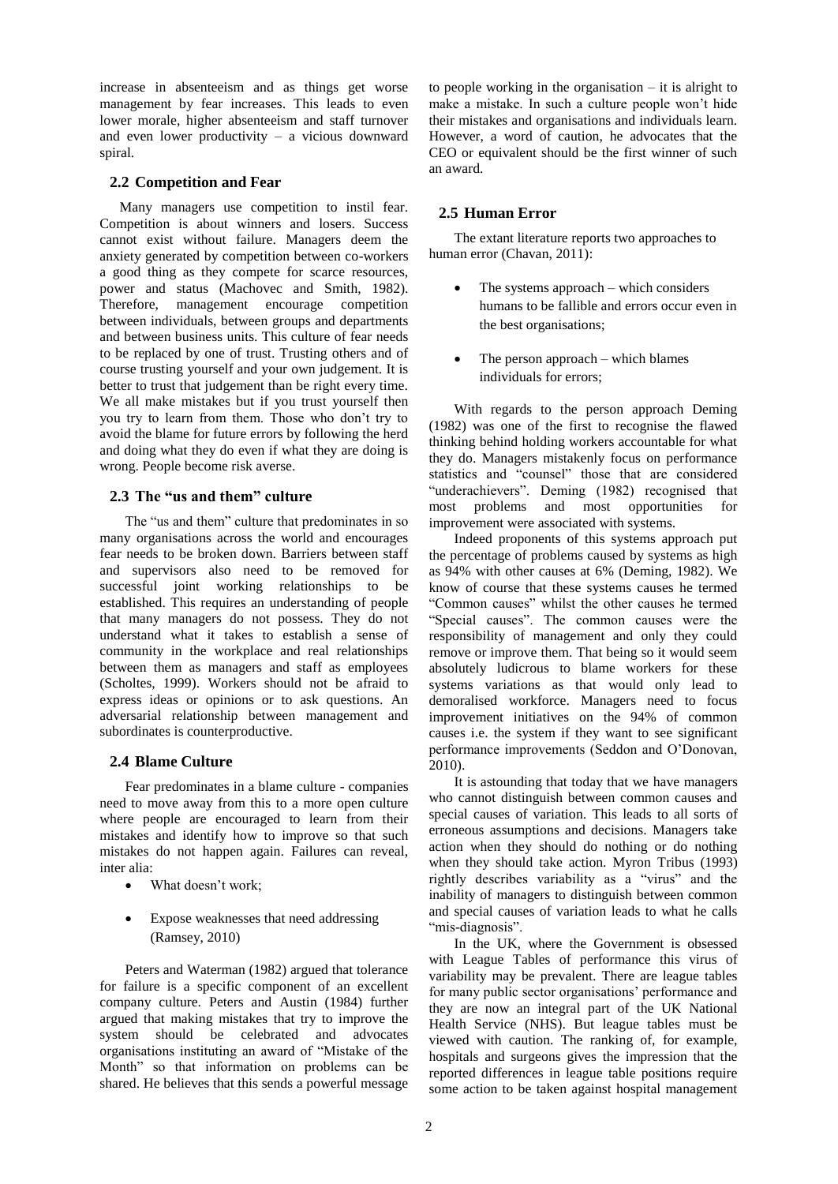increase in absenteeism and as things get worse management by fear increases. This leads to even lower morale, higher absenteeism and staff turnover and even lower productivity – a vicious downward spiral.

## 2.2 Competition and Fear

Many managers use competition to instil fear. Competition is about winners and losers. Success cannot exist without failure. Managers deem the anxiety generated by competition between co-workers a good thing as they compete for scarce resources, power and status (Machovec and Smith, 1982). Therefore, management encourage competition between individuals, between groups and departments and between business units. This culture of fear needs to be replaced by one of trust. Trusting others and of course trusting yourself and your own judgement. It is better to trust that judgement than be right every time. We all make mistakes but if you trust yourself then you try to learn from them. Those who don't try to avoid the blame for future errors by following the herd and doing what they do even if what they are doing is wrong. People become risk averse.

## 2.3 The "us and them" culture

The "us and them" culture that predominates in so many organisations across the world and encourages fear needs to be broken down. Barriers between staff and supervisors also need to be removed for successful joint working relationships to be established. This requires an understanding of people that many managers do not possess. They do not understand what it takes to establish a sense of community in the workplace and real relationships between them as managers and staff as employees (Scholtes, 1999). Workers should not be afraid to express ideas or opinions or to ask questions. An adversarial relationship between management and subordinates is counterproductive.

## 2.4 Blame Culture

Fear predominates in a blame culture - companies need to move away from this to a more open culture where people are encouraged to learn from their mistakes and identify how to improve so that such mistakes do not happen again. Failures can reveal, inter alia:

- What doesn't work;
- Expose weaknesses that need addressing (Ramsey, 2010)

Peters and Waterman (1982) argued that tolerance for failure is a specific component of an excellent company culture. Peters and Austin (1984) further argued that making mistakes that try to improve the system should be celebrated and advocates organisations instituting an award of "Mistake of the Month" so that information on problems can be shared. He believes that this sends a powerful message to people working in the organisation – it is alright to make a mistake. In such a culture people won't hide their mistakes and organisations and individuals learn. However, a word of caution, he advocates that the CEO or equivalent should be the first winner of such an award.

## 2.5 Human Error

The extant literature reports two approaches to human error (Chavan, 2011):

- The systems approach – which considers humans to be fallible and errors occur even in the best organisations;
- The person approach – which blames individuals for errors;

With regards to the person approach Deming (1982) was one of the first to recognise the flawed thinking behind holding workers accountable for what they do. Managers mistakenly focus on performance statistics and "counsel" those that are considered "underachievers". Deming (1982) recognised that most problems and most opportunities for improvement were associated with systems.

Indeed proponents of this systems approach put the percentage of problems caused by systems as high as 94% with other causes at 6% (Deming, 1982). We know of course that these systems causes he termed "Common causes" whilst the other causes he termed "Special causes". The common causes were the responsibility of management and only they could remove or improve them. That being so it would seem absolutely ludicrous to blame workers for these systems variations as that would only lead to demoralised workforce. Managers need to focus improvement initiatives on the 94% of common causes i.e. the system if they want to see significant performance improvements (Seddon and O'Donovan, 2010).

It is astounding that today that we have managers who cannot distinguish between common causes and special causes of variation. This leads to all sorts of erroneous assumptions and decisions. Managers take action when they should do nothing or do nothing when they should take action. Myron Tribus (1993) rightly describes variability as a "virus" and the inability of managers to distinguish between common and special causes of variation leads to what he calls "mis-diagnosis".

In the UK, where the Government is obsessed with League Tables of performance this virus of variability may be prevalent. There are league tables for many public sector organisations' performance and they are now an integral part of the UK National Health Service (NHS). But league tables must be viewed with caution. The ranking of, for example, hospitals and surgeons gives the impression that the reported differences in league table positions require some action to be taken against hospital management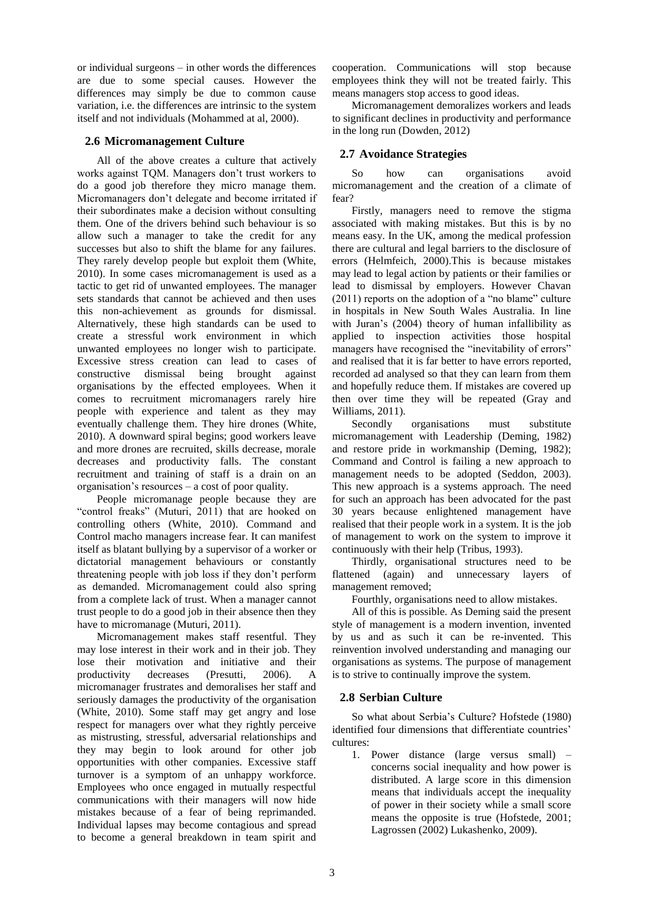or individual surgeons – in other words the differences are due to some special causes. However the differences may simply be due to common cause variation, i.e. the differences are intrinsic to the system itself and not individuals (Mohammed at al, 2000).

## 2.6 Micromanagement Culture

All of the above creates a culture that actively works against TQM. Managers don't trust workers to do a good job therefore they micro manage them. Micromanagers don't delegate and become irritated if their subordinates make a decision without consulting them. One of the drivers behind such behaviour is so allow such a manager to take the credit for any successes but also to shift the blame for any failures. They rarely develop people but exploit them (White, 2010). In some cases micromanagement is used as a tactic to get rid of unwanted employees. The manager sets standards that cannot be achieved and then uses this non-achievement as grounds for dismissal. Alternatively, these high standards can be used to create a stressful work environment in which unwanted employees no longer wish to participate. Excessive stress creation can lead to cases of constructive dismissal being brought against organisations by the effected employees. When it comes to recruitment micromanagers rarely hire people with experience and talent as they may eventually challenge them. They hire drones (White, 2010). A downward spiral begins; good workers leave and more drones are recruited, skills decrease, morale decreases and productivity falls. The constant recruitment and training of staff is a drain on an organisation's resources – a cost of poor quality.

People micromanage people because they are "control freaks" (Muturi, 2011) that are hooked on controlling others (White, 2010). Command and Control macho managers increase fear. It can manifest itself as blatant bullying by a supervisor of a worker or dictatorial management behaviours or constantly threatening people with job loss if they don't perform as demanded. Micromanagement could also spring from a complete lack of trust. When a manager cannot trust people to do a good job in their absence then they have to micromanage (Muturi, 2011).

Micromanagement makes staff resentful. They may lose interest in their work and in their job. They lose their motivation and initiative and their productivity decreases (Presutti, 2006). A micromanager frustrates and demoralises her staff and seriously damages the productivity of the organisation (White, 2010). Some staff may get angry and lose respect for managers over what they rightly perceive as mistrusting, stressful, adversarial relationships and they may begin to look around for other job opportunities with other companies. Excessive staff turnover is a symptom of an unhappy workforce. Employees who once engaged in mutually respectful communications with their managers will now hide mistakes because of a fear of being reprimanded. Individual lapses may become contagious and spread to become a general breakdown in team spirit and cooperation. Communications will stop because employees think they will not be treated fairly. This means managers stop access to good ideas.

Micromanagement demoralizes workers and leads to significant declines in productivity and performance in the long run (Dowden, 2012)

## 2.7 Avoidance Strategies

So how can organisations avoid micromanagement and the creation of a climate of fear?

Firstly, managers need to remove the stigma associated with making mistakes. But this is by no means easy. In the UK, among the medical profession there are cultural and legal barriers to the disclosure of errors (Helmfeich, 2000).This is because mistakes may lead to legal action by patients or their families or lead to dismissal by employers. However Chavan (2011) reports on the adoption of a "no blame" culture in hospitals in New South Wales Australia. In line with Juran's (2004) theory of human infallibility as applied to inspection activities those hospital managers have recognised the "inevitability of errors" and realised that it is far better to have errors reported, recorded ad analysed so that they can learn from them and hopefully reduce them. If mistakes are covered up then over time they will be repeated (Gray and Williams, 2011).

Secondly organisations must substitute micromanagement with Leadership (Deming, 1982) and restore pride in workmanship (Deming, 1982); Command and Control is failing a new approach to management needs to be adopted (Seddon, 2003). This new approach is a systems approach. The need for such an approach has been advocated for the past 30 years because enlightened management have realised that their people work in a system. It is the job of management to work on the system to improve it continuously with their help (Tribus, 1993).

Thirdly, organisational structures need to be flattened (again) and unnecessary layers of management removed;

Fourthly, organisations need to allow mistakes.

All of this is possible. As Deming said the present style of management is a modern invention, invented by us and as such it can be re-invented. This reinvention involved understanding and managing our organisations as systems. The purpose of management is to strive to continually improve the system.

## 2.8 Serbian Culture

So what about Serbia's Culture? Hofstede (1980) identified four dimensions that differentiate countries' cultures:

1. Power distance (large versus small) – concerns social inequality and how power is distributed. A large score in this dimension means that individuals accept the inequality of power in their society while a small score means the opposite is true (Hofstede, 2001; Lagrossen (2002) Lukashenko, 2009).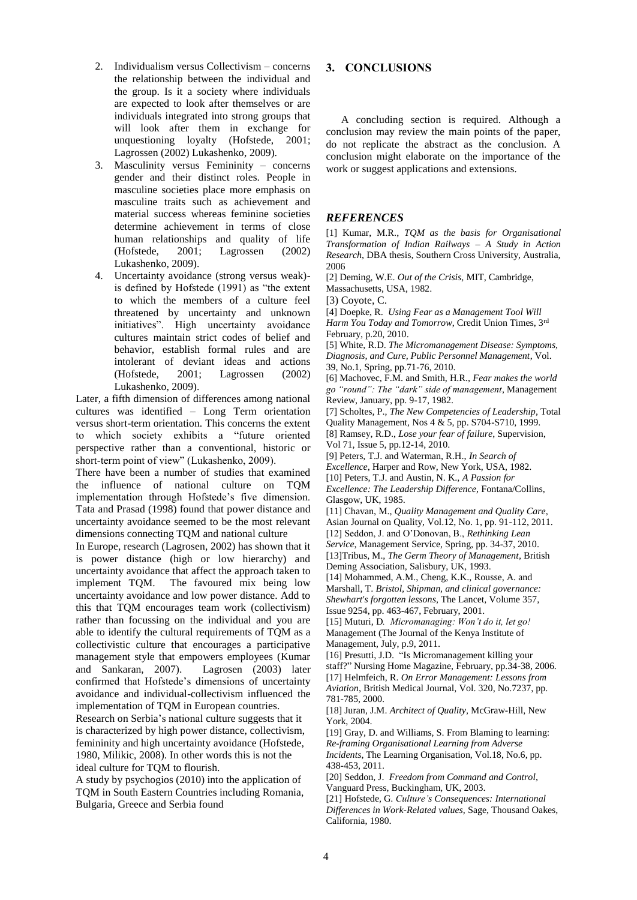2. Individualism versus Collectivism – concerns the relationship between the individual and the group. Is it a society where individuals are expected to look after themselves or are individuals integrated into strong groups that will look after them in exchange for unquestioning loyalty (Hofstede, 2001; Lagrossen (2002) Lukashenko, 2009).
3. Masculinity versus Femininity – concerns gender and their distinct roles. People in masculine societies place more emphasis on masculine traits such as achievement and material success whereas feminine societies determine achievement in terms of close human relationships and quality of life (Hofstede, 2001; Lagrossen (2002) Lukashenko, 2009).
4. Uncertainty avoidance (strong versus weak)- is defined by Hofstede (1991) as "the extent to which the members of a culture feel threatened by uncertainty and unknown initiatives". High uncertainty avoidance cultures maintain strict codes of belief and behavior, establish formal rules and are intolerant of deviant ideas and actions (Hofstede, 2001; Lagrossen (2002) Lukashenko, 2009).

Later, a fifth dimension of differences among national cultures was identified – Long Term orientation versus short-term orientation. This concerns the extent to which society exhibits a "future oriented perspective rather than a conventional, historic or short-term point of view" (Lukashenko, 2009).

There have been a number of studies that examined the influence of national culture on TQM implementation through Hofstede's five dimension. Tata and Prasad (1998) found that power distance and uncertainty avoidance seemed to be the most relevant dimensions connecting TQM and national culture

In Europe, research (Lagrosen, 2002) has shown that it is power distance (high or low hierarchy) and uncertainty avoidance that affect the approach taken to implement TQM. The favoured mix being low uncertainty avoidance and low power distance. Add to this that TQM encourages team work (collectivism) rather than focussing on the individual and you are able to identify the cultural requirements of TQM as a collectivistic culture that encourages a participative management style that empowers employees (Kumar and Sankaran, 2007). Lagrosen (2003) later confirmed that Hofstede's dimensions of uncertainty avoidance and individual-collectivism influenced the implementation of TQM in European countries.

Research on Serbia's national culture suggests that it is characterized by high power distance, collectivism, femininity and high uncertainty avoidance (Hofstede, 1980, Milikic, 2008). In other words this is not the ideal culture for TQM to flourish.

A study by psychogios (2010) into the application of TQM in South Eastern Countries including Romania, Bulgaria, Greece and Serbia found

## 3. CONCLUSIONS

A concluding section is required. Although a conclusion may review the main points of the paper, do not replicate the abstract as the conclusion. A conclusion might elaborate on the importance of the work or suggest applications and extensions.

## *REFERENCES*

[1] Kumar, M.R., *TQM as the basis for Organisational Transformation of Indian Railways – A Study in Action Research*, DBA thesis, Southern Cross University, Australia, 2006

[2] Deming, W.E. *Out of the Crisis*, MIT, Cambridge, Massachusetts, USA, 1982.

[3) Coyote, C.

[4] Doepke, R. *Using Fear as a Management Tool Will Harm You Today and Tomorrow*, Credit Union Times, 3rd February, p.20, 2010.

[5] White, R.D. *The Micromanagement Disease: Symptoms, Diagnosis, and Cure, Public Personnel Management*, Vol. 39, No.1, Spring, pp.71-76, 2010.

[6] Machovec, F.M. and Smith, H.R., *Fear makes the world go "round": The "dark" side of management*, Management Review, January, pp. 9-17, 1982.

[7] Scholtes, P., *The New Competencies of Leadership*, Total Quality Management, Nos 4 & 5, pp. S704-S710, 1999.

[8] Ramsey, R.D., *Lose your fear of failure*, Supervision, Vol 71, Issue 5, pp.12-14, 2010.

[9] Peters, T.J. and Waterman, R.H., *In Search of Excellence*, Harper and Row, New York, USA, 1982.

[10] Peters, T.J. and Austin, N. K., *A Passion for Excellence: The Leadership Difference*, Fontana/Collins, Glasgow, UK, 1985.

[11] Chavan, M., *Quality Management and Quality Care*, Asian Journal on Quality, Vol.12, No. 1, pp. 91-112, 2011.

[12] Seddon, J. and O'Donovan, B., *Rethinking Lean Service*, Management Service, Spring, pp. 34-37, 2010.

[13]Tribus, M., *The Germ Theory of Management*, British Deming Association, Salisbury, UK, 1993.

[14] Mohammed, A.M., Cheng, K.K., Rousse, A. and Marshall, T. *Bristol, Shipman, and clinical governance: Shewhart's forgotten lessons*, The Lancet, Volume 357, Issue 9254, pp. 463-467, February, 2001.

[15] Muturi, D*. Micromanaging: Won't do it, let go!* Management (The Journal of the Kenya Institute of Management, July, p.9, 2011.

[16] Presutti, J.D. "Is Micromanagement killing your staff?" Nursing Home Magazine, February, pp.34-38, 2006.

[17] Helmfeich, R. *On Error Management: Lessons from Aviation*, British Medical Journal, Vol. 320, No.7237, pp. 781-785, 2000.

[18] Juran, J.M. *Architect of Quality*, McGraw-Hill, New York, 2004.

[19] Gray, D. and Williams, S. From Blaming to learning: *Re-framing Organisational Learning from Adverse Incidents*, The Learning Organisation, Vol.18, No.6, pp. 438-453, 2011.

[20] Seddon, J. *Freedom from Command and Control*, Vanguard Press, Buckingham, UK, 2003.

[21] Hofstede, G. *Culture's Consequences: International Differences in Work-Related values*, Sage, Thousand Oakes, California, 1980.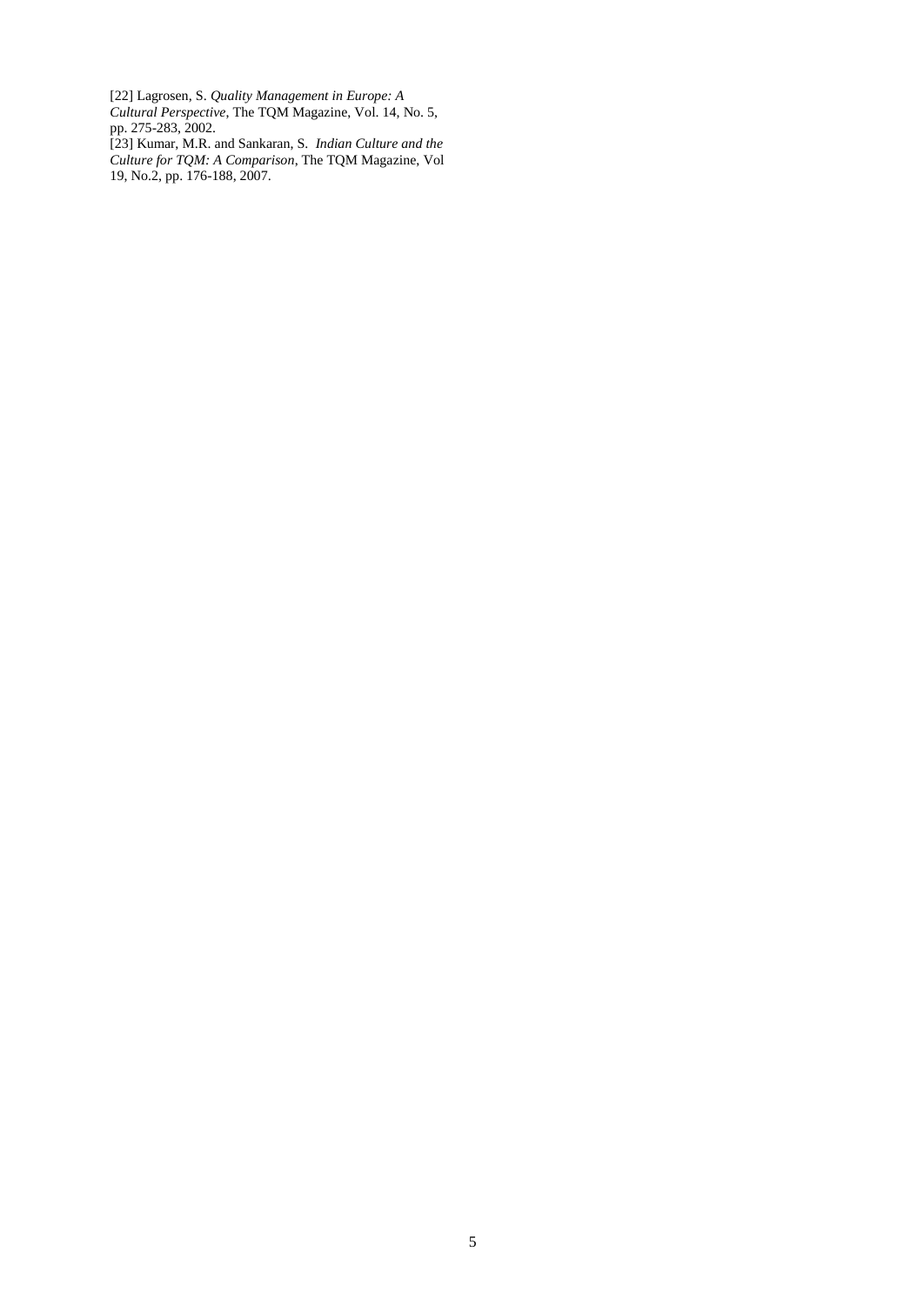[22] Lagrosen, S. *Quality Management in Europe: A Cultural Perspective*, The TQM Magazine, Vol. 14, No. 5, pp. 275-283, 2002.

[23] Kumar, M.R. and Sankaran, S. *Indian Culture and the Culture for TQM: A Comparison*, The TQM Magazine, Vol 19, No.2, pp. 176-188, 2007.